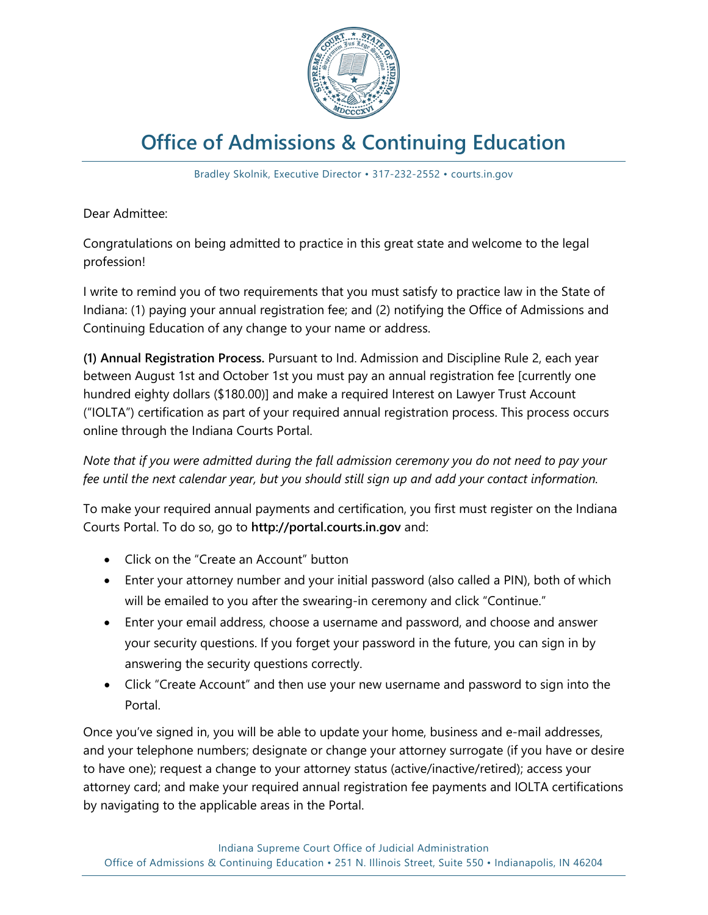# Office of Admissions & Continuing Education

Bradley Skolnik, Executive Director • 317-232-2552 • courts.in.gov

Dear Admittee:

Congratulations on being admitted to practice in this great state and welcome to the legal profession!

I write to remind you of two requirements that you must satisfy to practice law in the State of Indiana: (1) paying your annual registration fee; and (2) notifying the Office of Admissions and Continuing Education of any change to your name or address.

**(1) Annual Registration Process.** Pursuant to Ind. Admission and Discipline Rule 2, each year between August 1st and October 1st you must pay an annual registration fee [currently one hundred eighty dollars ($180.00)] and make a required Interest on Lawyer Trust Account ("IOLTA") certification as part of your required annual registration process. This process occurs online through the Indiana Courts Portal.

*Note that if you were admitted during the fall admission ceremony you do not need to pay your fee until the next calendar year, but you should still sign up and add your contact information.*

To make your required annual payments and certification, you first must register on the Indiana Courts Portal. To do so, go to **http://portal.courts.in.gov** and:

- Click on the "Create an Account" button
- Enter your attorney number and your initial password (also called a PIN), both of which will be emailed to you after the swearing-in ceremony and click "Continue."
- Enter your email address, choose a username and password, and choose and answer your security questions. If you forget your password in the future, you can sign in by answering the security questions correctly.
- Click "Create Account" and then use your new username and password to sign into the Portal.

Once you've signed in, you will be able to update your home, business and e-mail addresses, and your telephone numbers; designate or change your attorney surrogate (if you have or desire to have one); request a change to your attorney status (active/inactive/retired); access your attorney card; and make your required annual registration fee payments and IOLTA certifications by navigating to the applicable areas in the Portal.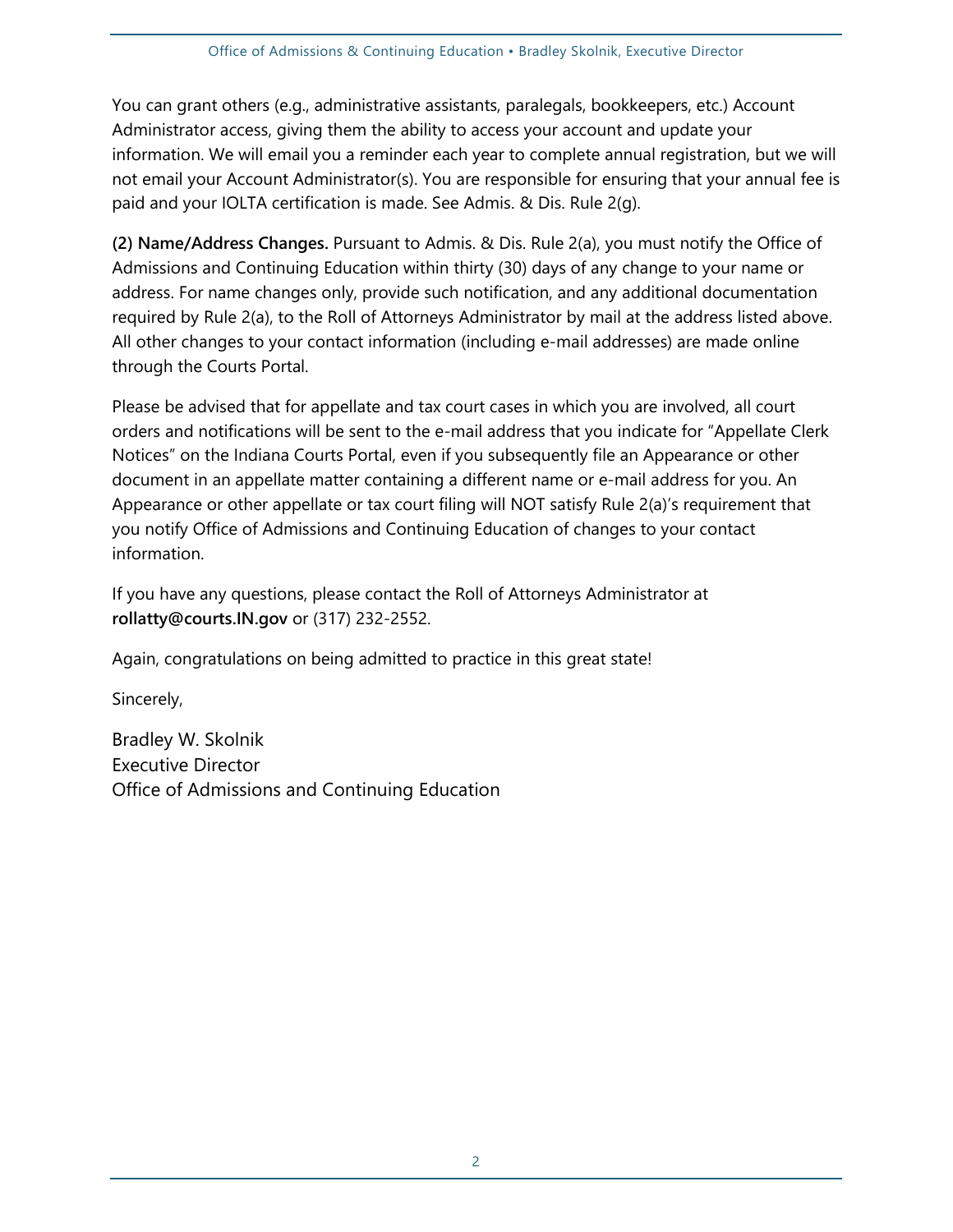You can grant others (e.g., administrative assistants, paralegals, bookkeepers, etc.) Account Administrator access, giving them the ability to access your account and update your information. We will email you a reminder each year to complete annual registration, but we will not email your Account Administrator(s). You are responsible for ensuring that your annual fee is paid and your IOLTA certification is made. See Admis. & Dis. Rule 2(g).

**(2) Name/Address Changes.** Pursuant to Admis. & Dis. Rule 2(a), you must notify the Office of Admissions and Continuing Education within thirty (30) days of any change to your name or address. For name changes only, provide such notification, and any additional documentation required by Rule 2(a), to the Roll of Attorneys Administrator by mail at the address listed above. All other changes to your contact information (including e-mail addresses) are made online through the Courts Portal.

Please be advised that for appellate and tax court cases in which you are involved, all court orders and notifications will be sent to the e-mail address that you indicate for "Appellate Clerk Notices" on the Indiana Courts Portal, even if you subsequently file an Appearance or other document in an appellate matter containing a different name or e-mail address for you. An Appearance or other appellate or tax court filing will NOT satisfy Rule 2(a)'s requirement that you notify Office of Admissions and Continuing Education of changes to your contact information.

If you have any questions, please contact the Roll of Attorneys Administrator at **rollatty@courts.IN.gov** or (317) 232-2552.

Again, congratulations on being admitted to practice in this great state!

Sincerely,

Bradley W. Skolnik
Executive Director
Office of Admissions and Continuing Education